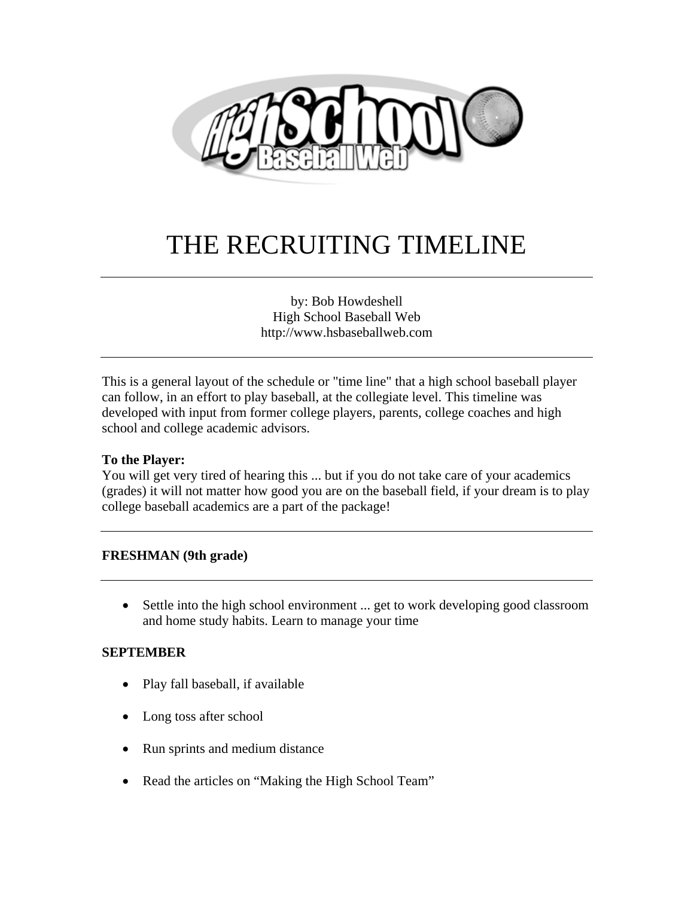# THE RECRUITING TIMELINE

---

by: Bob Howdeshell
High School Baseball Web
http://www.hsbaseballweb.com

---

This is a general layout of the schedule or "time line" that a high school baseball player can follow, in an effort to play baseball, at the collegiate level. This timeline was developed with input from former college players, parents, college coaches and high school and college academic advisors.

**To the Player:**
You will get very tired of hearing this ... but if you do not take care of your academics (grades) it will not matter how good you are on the baseball field, if your dream is to play college baseball academics are a part of the package!

---

**FRESHMAN (9th grade)**

---

- Settle into the high school environment ... get to work developing good classroom and home study habits. Learn to manage your time

**SEPTEMBER**

- Play fall baseball, if available
- Long toss after school
- Run sprints and medium distance
- Read the articles on "Making the High School Team"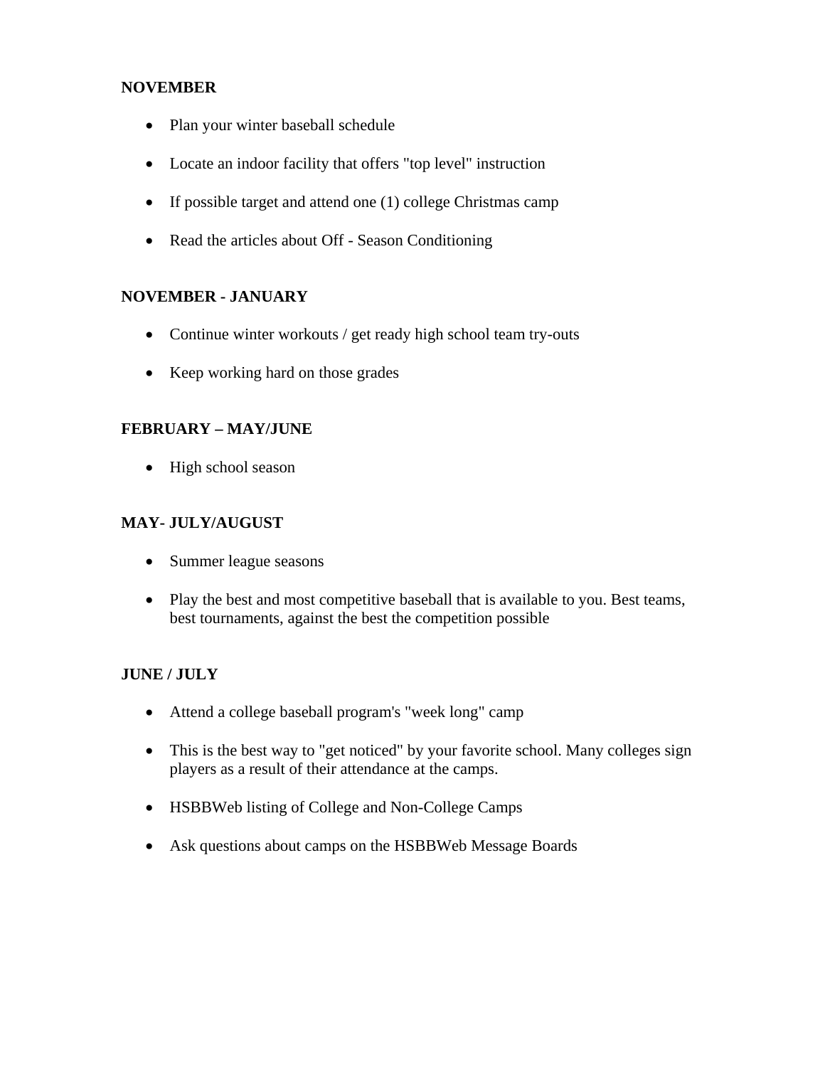**NOVEMBER**

- Plan your winter baseball schedule
- Locate an indoor facility that offers "top level" instruction
- If possible target and attend one (1) college Christmas camp
- Read the articles about Off - Season Conditioning

**NOVEMBER - JANUARY**

- Continue winter workouts / get ready high school team try-outs
- Keep working hard on those grades

**FEBRUARY – MAY/JUNE**

- High school season

**MAY- JULY/AUGUST**

- Summer league seasons
- Play the best and most competitive baseball that is available to you. Best teams, best tournaments, against the best the competition possible

**JUNE / JULY**

- Attend a college baseball program's "week long" camp
- This is the best way to "get noticed" by your favorite school. Many colleges sign players as a result of their attendance at the camps.
- HSBBWeb listing of College and Non-College Camps
- Ask questions about camps on the HSBBWeb Message Boards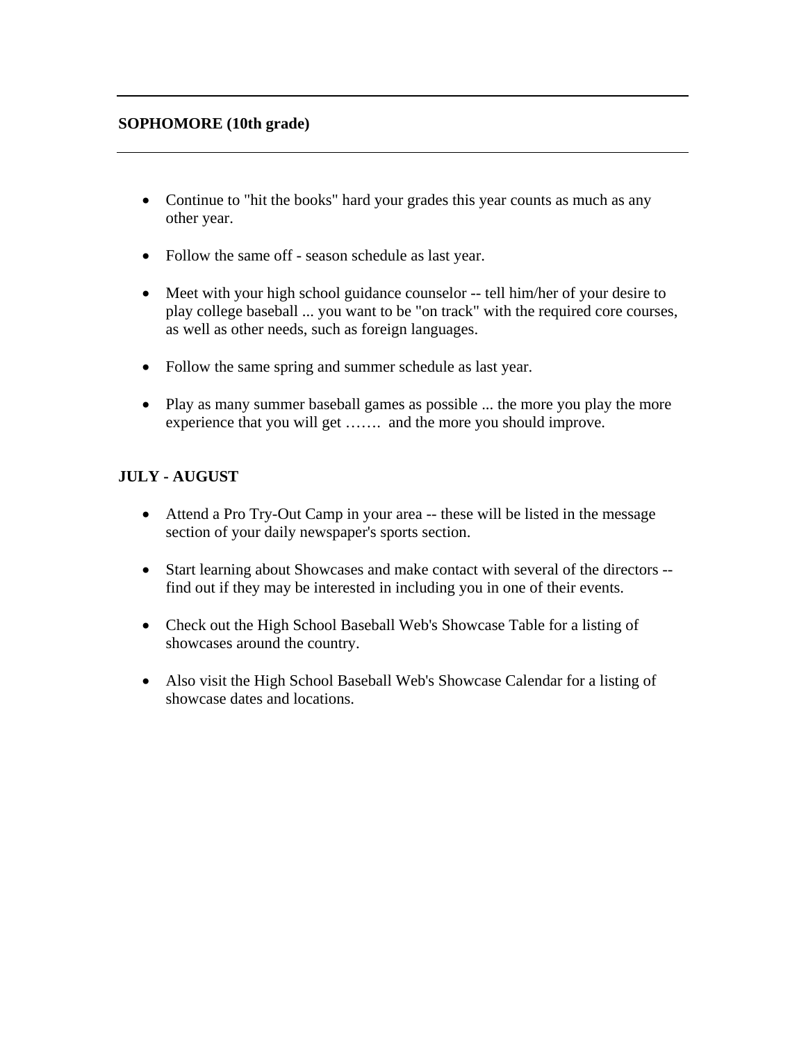---

**SOPHOMORE (10th grade)**

---

- Continue to "hit the books" hard your grades this year counts as much as any other year.
- Follow the same off - season schedule as last year.
- Meet with your high school guidance counselor -- tell him/her of your desire to play college baseball ... you want to be "on track" with the required core courses, as well as other needs, such as foreign languages.
- Follow the same spring and summer schedule as last year.
- Play as many summer baseball games as possible ... the more you play the more experience that you will get ……. and the more you should improve.

**JULY - AUGUST**

- Attend a Pro Try-Out Camp in your area -- these will be listed in the message section of your daily newspaper's sports section.
- Start learning about Showcases and make contact with several of the directors -- find out if they may be interested in including you in one of their events.
- Check out the High School Baseball Web's Showcase Table for a listing of showcases around the country.
- Also visit the High School Baseball Web's Showcase Calendar for a listing of showcase dates and locations.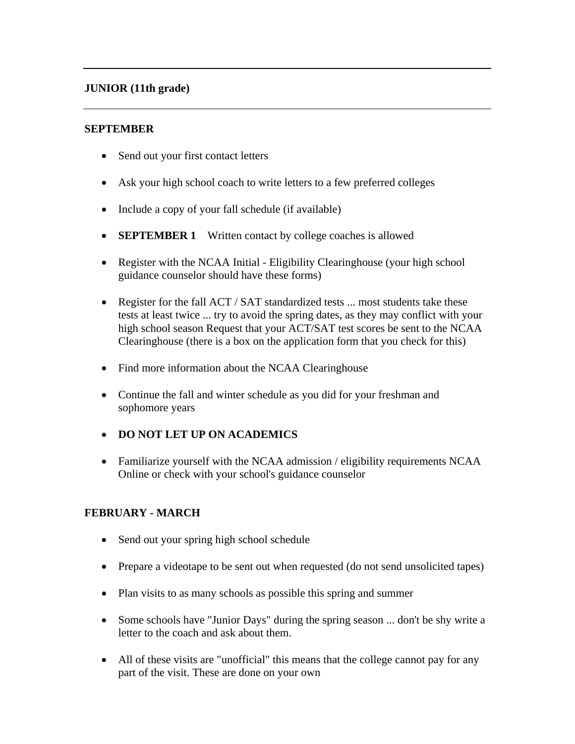---

**JUNIOR (11th grade)**

---

**SEPTEMBER**

- Send out your first contact letters
- Ask your high school coach to write letters to a few preferred colleges
- Include a copy of your fall schedule (if available)
- **SEPTEMBER 1** Written contact by college coaches is allowed
- Register with the NCAA Initial - Eligibility Clearinghouse (your high school guidance counselor should have these forms)
- Register for the fall ACT / SAT standardized tests ... most students take these tests at least twice ... try to avoid the spring dates, as they may conflict with your high school season Request that your ACT/SAT test scores be sent to the NCAA Clearinghouse (there is a box on the application form that you check for this)
- Find more information about the NCAA Clearinghouse
- Continue the fall and winter schedule as you did for your freshman and sophomore years
- **DO NOT LET UP ON ACADEMICS**
- Familiarize yourself with the NCAA admission / eligibility requirements NCAA Online or check with your school's guidance counselor

**FEBRUARY - MARCH**

- Send out your spring high school schedule
- Prepare a videotape to be sent out when requested (do not send unsolicited tapes)
- Plan visits to as many schools as possible this spring and summer
- Some schools have "Junior Days" during the spring season ... don't be shy write a letter to the coach and ask about them.
- All of these visits are "unofficial" this means that the college cannot pay for any part of the visit. These are done on your own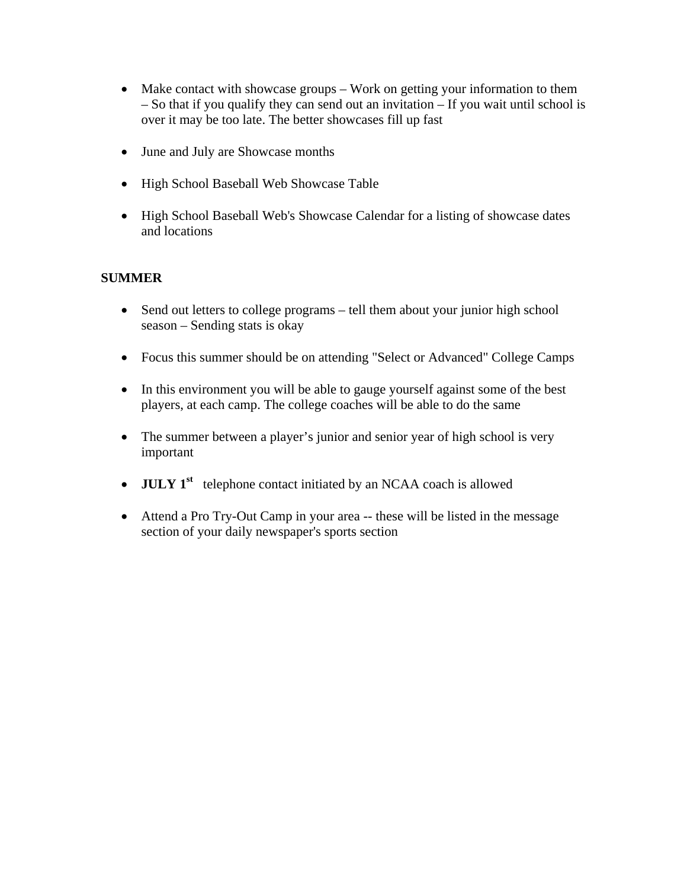- Make contact with showcase groups – Work on getting your information to them – So that if you qualify they can send out an invitation – If you wait until school is over it may be too late. The better showcases fill up fast

- June and July are Showcase months

- High School Baseball Web Showcase Table

- High School Baseball Web's Showcase Calendar for a listing of showcase dates and locations

**SUMMER**

- Send out letters to college programs – tell them about your junior high school season – Sending stats is okay

- Focus this summer should be on attending "Select or Advanced" College Camps

- In this environment you will be able to gauge yourself against some of the best players, at each camp. The college coaches will be able to do the same

- The summer between a player's junior and senior year of high school is very important

- **JULY 1st** telephone contact initiated by an NCAA coach is allowed

- Attend a Pro Try-Out Camp in your area -- these will be listed in the message section of your daily newspaper's sports section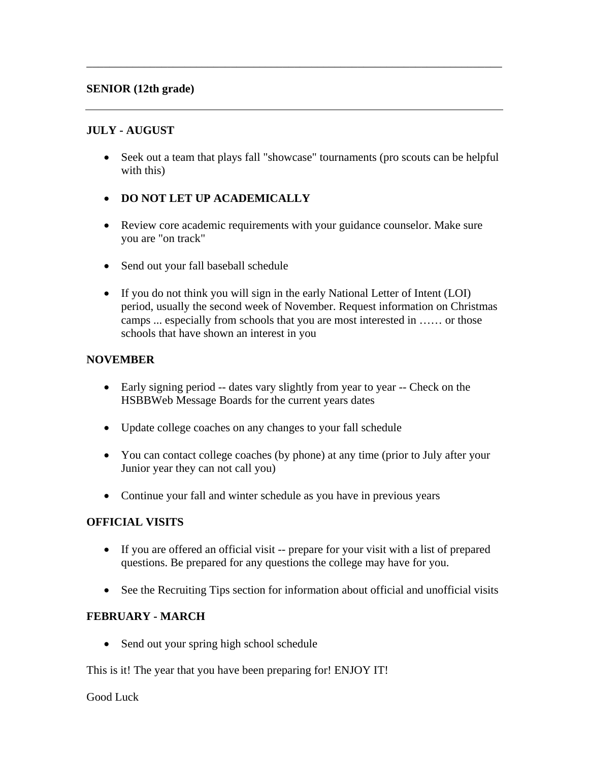---

**SENIOR (12th grade)**

---

**JULY - AUGUST**

- Seek out a team that plays fall "showcase" tournaments (pro scouts can be helpful with this)
- **DO NOT LET UP ACADEMICALLY**
- Review core academic requirements with your guidance counselor. Make sure you are "on track"
- Send out your fall baseball schedule
- If you do not think you will sign in the early National Letter of Intent (LOI) period, usually the second week of November. Request information on Christmas camps ... especially from schools that you are most interested in …… or those schools that have shown an interest in you

**NOVEMBER**

- Early signing period -- dates vary slightly from year to year -- Check on the HSBBWeb Message Boards for the current years dates
- Update college coaches on any changes to your fall schedule
- You can contact college coaches (by phone) at any time (prior to July after your Junior year they can not call you)
- Continue your fall and winter schedule as you have in previous years

**OFFICIAL VISITS**

- If you are offered an official visit -- prepare for your visit with a list of prepared questions. Be prepared for any questions the college may have for you.
- See the Recruiting Tips section for information about official and unofficial visits

**FEBRUARY - MARCH**

- Send out your spring high school schedule

This is it! The year that you have been preparing for! ENJOY IT!

Good Luck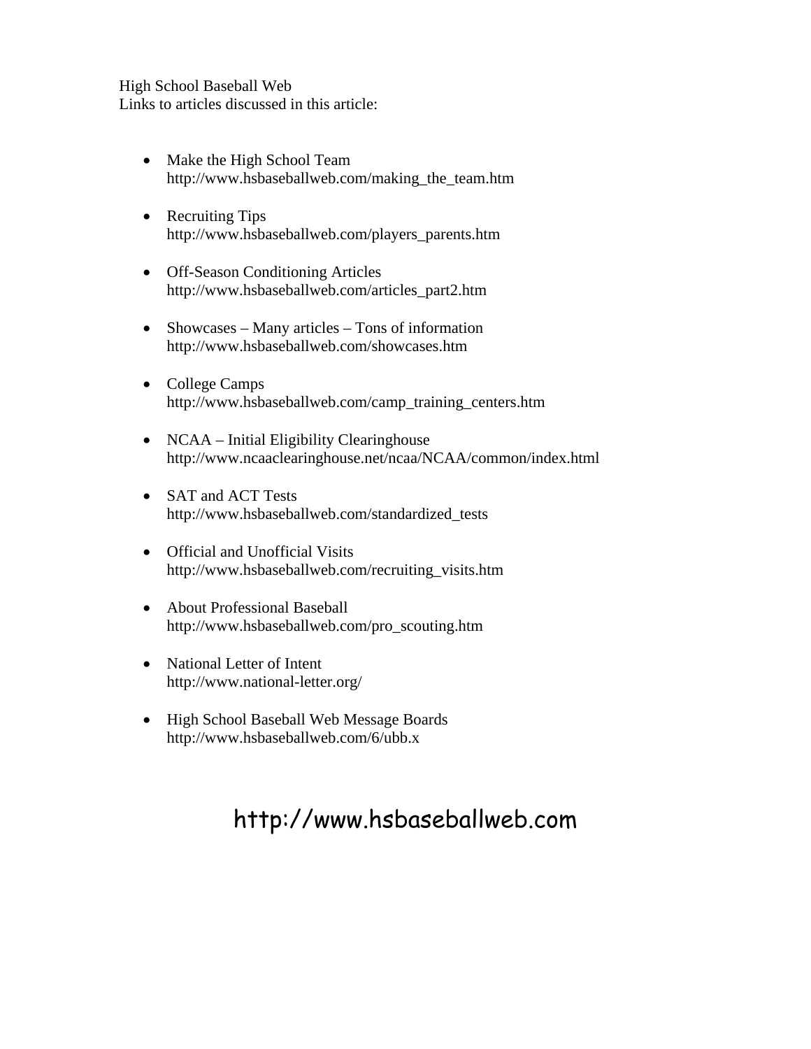High School Baseball Web
Links to articles discussed in this article:

- Make the High School Team
  http://www.hsbaseballweb.com/making_the_team.htm

- Recruiting Tips
  http://www.hsbaseballweb.com/players_parents.htm

- Off-Season Conditioning Articles
  http://www.hsbaseballweb.com/articles_part2.htm

- Showcases – Many articles – Tons of information
  http://www.hsbaseballweb.com/showcases.htm

- College Camps
  http://www.hsbaseballweb.com/camp_training_centers.htm

- NCAA – Initial Eligibility Clearinghouse
  http://www.ncaaclearinghouse.net/ncaa/NCAA/common/index.html

- SAT and ACT Tests
  http://www.hsbaseballweb.com/standardized_tests

- Official and Unofficial Visits
  http://www.hsbaseballweb.com/recruiting_visits.htm

- About Professional Baseball
  http://www.hsbaseballweb.com/pro_scouting.htm

- National Letter of Intent
  http://www.national-letter.org/

- High School Baseball Web Message Boards
  http://www.hsbaseballweb.com/6/ubb.x

http://www.hsbaseballweb.com